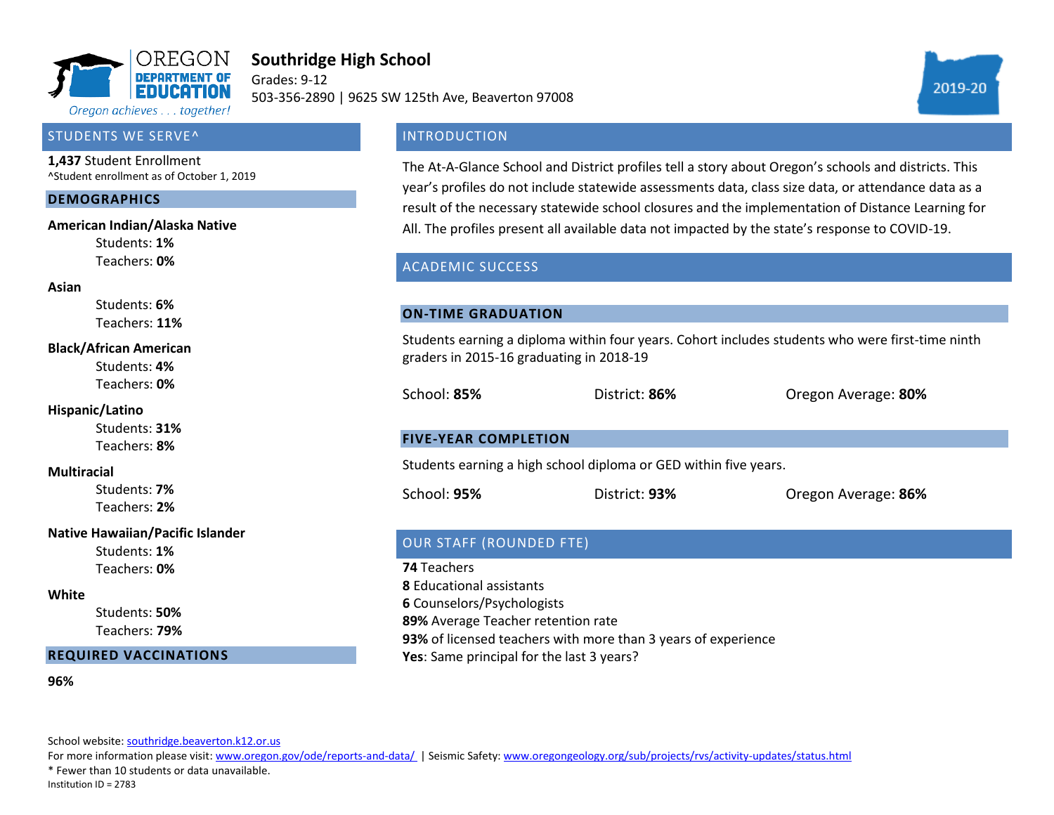OREGON DEPARTMENT OF EDUCATION

*Oregon achieves . . . together!*

# Southridge High School

Grades: 9-12

503-356-2890 | 9625 SW 125th Ave, Beaverton 97008

2019-20

## STUDENTS WE SERVE^

**1,437** Student Enrollment

^Student enrollment as of October 1, 2019

### DEMOGRAPHICS

**American Indian/Alaska Native**
- Students: **1%**
- Teachers: **0%**

**Asian**
- Students: **6%**
- Teachers: **11%**

**Black/African American**
- Students: **4%**
- Teachers: **0%**

**Hispanic/Latino**
- Students: **31%**
- Teachers: **8%**

**Multiracial**
- Students: **7%**
- Teachers: **2%**

**Native Hawaiian/Pacific Islander**
- Students: **1%**
- Teachers: **0%**

**White**
- Students: **50%**
- Teachers: **79%**

### REQUIRED VACCINATIONS

**96%**

## INTRODUCTION

The At-A-Glance School and District profiles tell a story about Oregon's schools and districts. This year's profiles do not include statewide assessments data, class size data, or attendance data as a result of the necessary statewide school closures and the implementation of Distance Learning for All. The profiles present all available data not impacted by the state's response to COVID-19.

## ACADEMIC SUCCESS

### ON-TIME GRADUATION

Students earning a diploma within four years. Cohort includes students who were first-time ninth graders in 2015-16 graduating in 2018-19

School: **85%** District: **86%** Oregon Average: **80%**

### FIVE-YEAR COMPLETION

Students earning a high school diploma or GED within five years.

School: **95%** District: **93%** Oregon Average: **86%**

## OUR STAFF (ROUNDED FTE)

**74** Teachers
**8** Educational assistants
**6** Counselors/Psychologists
**89%** Average Teacher retention rate
**93%** of licensed teachers with more than 3 years of experience
**Yes**: Same principal for the last 3 years?

School website: southridge.beaverton.k12.or.us
For more information please visit: www.oregon.gov/ode/reports-and-data/ | Seismic Safety: www.oregongeology.org/sub/projects/rvs/activity-updates/status.html
* Fewer than 10 students or data unavailable.
Institution ID = 2783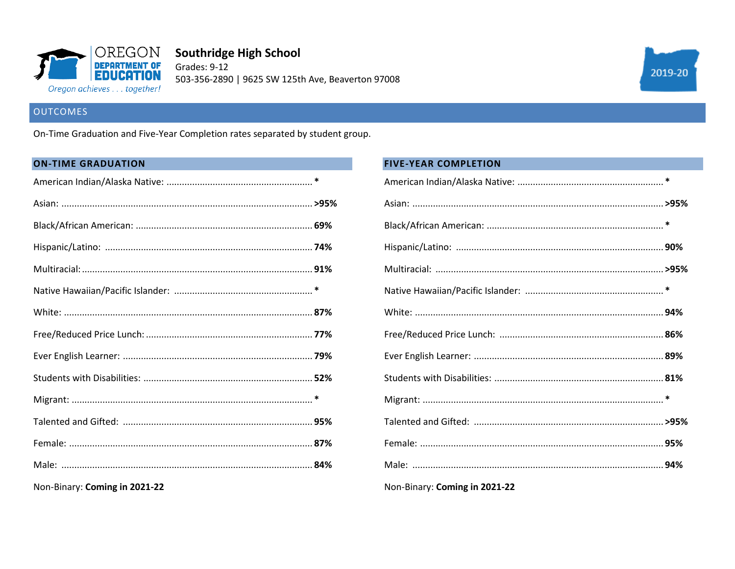# Southridge High School

Grades: 9-12
503-356-2890 | 9625 SW 125th Ave, Beaverton 97008

2019-20

## OUTCOMES

On-Time Graduation and Five-Year Completion rates separated by student group.

### ON-TIME GRADUATION

| | |
|---|---|
| American Indian/Alaska Native: | * |
| Asian: | >95% |
| Black/African American: | 69% |
| Hispanic/Latino: | 74% |
| Multiracial: | 91% |
| Native Hawaiian/Pacific Islander: | * |
| White: | 87% |
| Free/Reduced Price Lunch: | 77% |
| Ever English Learner: | 79% |
| Students with Disabilities: | 52% |
| Migrant: | * |
| Talented and Gifted: | 95% |
| Female: | 87% |
| Male: | 84% |

Non-Binary: **Coming in 2021-22**

### FIVE-YEAR COMPLETION

| | |
|---|---|
| American Indian/Alaska Native: | * |
| Asian: | >95% |
| Black/African American: | * |
| Hispanic/Latino: | 90% |
| Multiracial: | >95% |
| Native Hawaiian/Pacific Islander: | * |
| White: | 94% |
| Free/Reduced Price Lunch: | 86% |
| Ever English Learner: | 89% |
| Students with Disabilities: | 81% |
| Migrant: | * |
| Talented and Gifted: | >95% |
| Female: | 95% |
| Male: | 94% |

Non-Binary: **Coming in 2021-22**